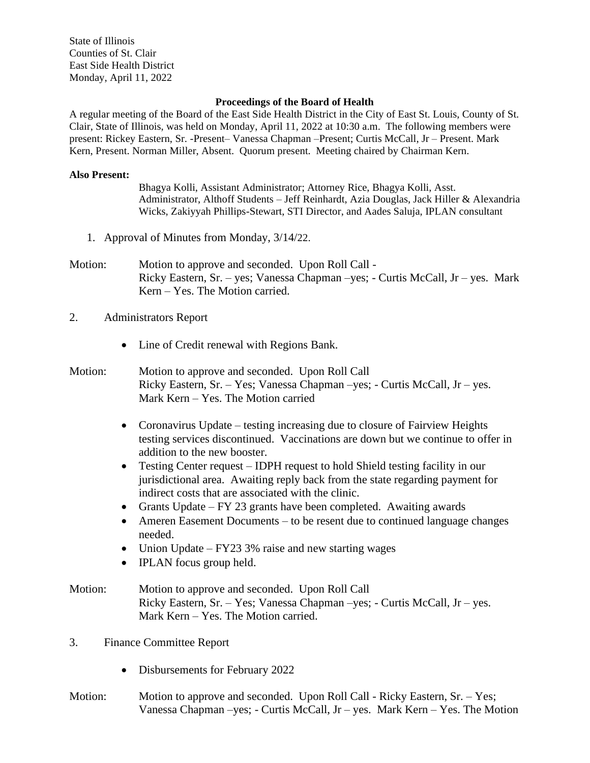State of Illinois
Counties of St. Clair
East Side Health District
Monday, April 11, 2022

**Proceedings of the Board of Health**

A regular meeting of the Board of the East Side Health District in the City of East St. Louis, County of St. Clair, State of Illinois, was held on Monday, April 11, 2022 at 10:30 a.m. The following members were present: Rickey Eastern, Sr. -Present– Vanessa Chapman –Present; Curtis McCall, Jr – Present. Mark Kern, Present. Norman Miller, Absent. Quorum present. Meeting chaired by Chairman Kern.

**Also Present:**

Bhagya Kolli, Assistant Administrator; Attorney Rice, Bhagya Kolli, Asst. Administrator, Althoff Students – Jeff Reinhardt, Azia Douglas, Jack Hiller & Alexandria Wicks, Zakiyyah Phillips-Stewart, STI Director, and Aades Saluja, IPLAN consultant

1. Approval of Minutes from Monday, 3/14/22.

Motion: Motion to approve and seconded. Upon Roll Call - Ricky Eastern, Sr. – yes; Vanessa Chapman –yes; - Curtis McCall, Jr – yes. Mark Kern – Yes. The Motion carried.

2. Administrators Report

- Line of Credit renewal with Regions Bank.

Motion: Motion to approve and seconded. Upon Roll Call Ricky Eastern, Sr. – Yes; Vanessa Chapman –yes; - Curtis McCall, Jr – yes. Mark Kern – Yes. The Motion carried

- Coronavirus Update – testing increasing due to closure of Fairview Heights testing services discontinued. Vaccinations are down but we continue to offer in addition to the new booster.
- Testing Center request – IDPH request to hold Shield testing facility in our jurisdictional area. Awaiting reply back from the state regarding payment for indirect costs that are associated with the clinic.
- Grants Update – FY 23 grants have been completed. Awaiting awards
- Ameren Easement Documents – to be resent due to continued language changes needed.
- Union Update – FY23 3% raise and new starting wages
- IPLAN focus group held.

Motion: Motion to approve and seconded. Upon Roll Call Ricky Eastern, Sr. – Yes; Vanessa Chapman –yes; - Curtis McCall, Jr – yes. Mark Kern – Yes. The Motion carried.

3. Finance Committee Report

- Disbursements for February 2022

Motion: Motion to approve and seconded. Upon Roll Call - Ricky Eastern, Sr. – Yes; Vanessa Chapman –yes; - Curtis McCall, Jr – yes. Mark Kern – Yes. The Motion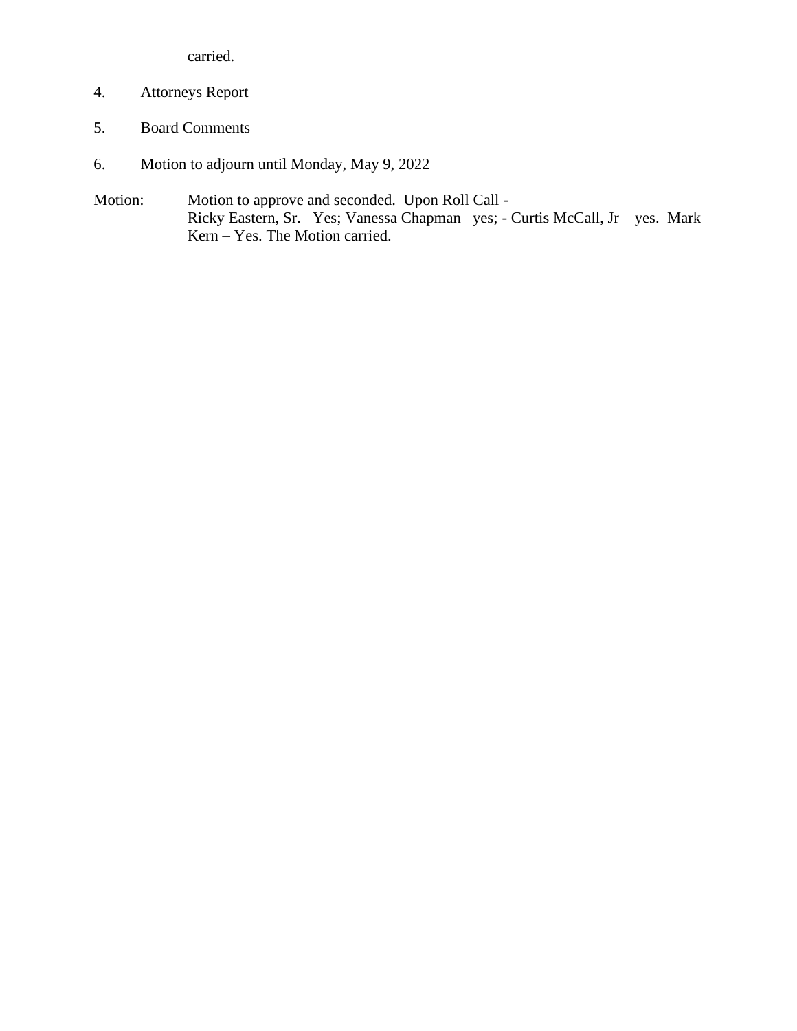carried.

4. Attorneys Report

5. Board Comments

6. Motion to adjourn until Monday, May 9, 2022

Motion: Motion to approve and seconded. Upon Roll Call - Ricky Eastern, Sr. –Yes; Vanessa Chapman –yes; - Curtis McCall, Jr – yes. Mark Kern – Yes. The Motion carried.